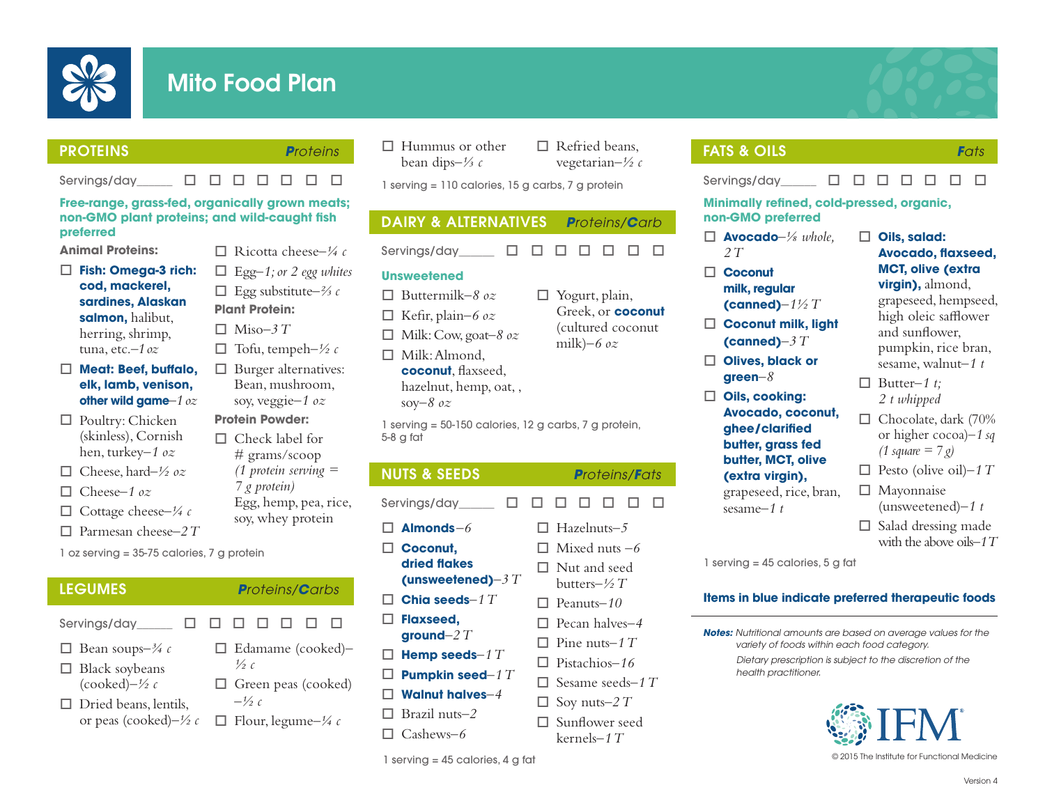# Mito Food Plan

## PROTEINS *Proteins*

Servings/day_____ ☐ ☐ ☐ ☐ ☐ ☐ ☐

**Free-range, grass-fed, organically grown meats; non-GMO plant proteins; and wild-caught fish preferred**

**Animal Proteins:**

- ☐ **Fish: Omega-3 rich: cod, mackerel, sardines, Alaskan salmon,** halibut, herring, shrimp, tuna, etc.–*1 oz*
- ☐ **Meat: Beef, buffalo, elk, lamb, venison, other wild game**–*1 oz*
- ☐ Poultry: Chicken (skinless), Cornish hen, turkey–*1 oz*
- ☐ Cheese, hard–*½ oz*
- ☐ Cheese–*1 oz*
- ☐ Cottage cheese–*¼ c*
- ☐ Parmesan cheese–*2 T*
- ☐ Ricotta cheese–*¼ c*
- ☐ Egg–*1; or 2 egg whites*
- ☐ Egg substitute–*⅔ c*

**Plant Protein:**

- ☐ Miso–*3 T*
- ☐ Tofu, tempeh–*½ c*
- ☐ Burger alternatives: Bean, mushroom, soy, veggie–*1 oz*

**Protein Powder:**

- ☐ Check label for # grams/scoop *(1 protein serving = 7 g protein)* Egg, hemp, pea, rice, soy, whey protein

1 oz serving = 35-75 calories, 7 g protein

## LEGUMES *Proteins/Carbs*

Servings/day_____ ☐ ☐ ☐ ☐ ☐ ☐ ☐

- ☐ Bean soups–*¾ c*
- ☐ Black soybeans (cooked)–*½ c*
- ☐ Dried beans, lentils, or peas (cooked)–*½ c*
- ☐ Edamame (cooked)–*½ c*
- ☐ Green peas (cooked)–*½ c*
- ☐ Flour, legume–*¼ c*
- ☐ Hummus or other bean dips–*⅓ c*
- ☐ Refried beans, vegetarian–*½ c*

1 serving = 110 calories, 15 g carbs, 7 g protein

## DAIRY & ALTERNATIVES *Proteins/Carb*

Servings/day_____ ☐ ☐ ☐ ☐ ☐ ☐ ☐

**Unsweetened**

- ☐ Buttermilk–*8 oz*
- ☐ Kefir, plain–*6 oz*
- ☐ Milk: Cow, goat–*8 oz*
- ☐ Milk: Almond, **coconut**, flaxseed, hazelnut, hemp, oat, , soy–*8 oz*
- ☐ Yogurt, plain, Greek, or **coconut** (cultured coconut milk)–*6 oz*

1 serving = 50-150 calories, 12 g carbs, 7 g protein, 5-8 g fat

## NUTS & SEEDS *Proteins/Fats*

Servings/day_____ ☐ ☐ ☐ ☐ ☐ ☐ ☐

- ☐ **Almonds**–*6*
- ☐ **Coconut, dried flakes (unsweetened)**–*3 T*
- ☐ **Chia seeds**–*1 T*
- ☐ **Flaxseed, ground**–*2 T*
- ☐ **Hemp seeds**–*1 T*
- ☐ **Pumpkin seed**–*1 T*
- ☐ **Walnut halves**–*4*
- ☐ Brazil nuts–*2*
- ☐ Cashews–*6*
- ☐ Hazelnuts–*5*
- ☐ Mixed nuts –*6*
- ☐ Nut and seed butters–*½ T*
- ☐ Peanuts–*10*
- ☐ Pecan halves–*4*
- ☐ Pine nuts–*1 T*
- ☐ Pistachios–*16*
- ☐ Sesame seeds–*1 T*
- ☐ Soy nuts–*2 T*
- ☐ Sunflower seed kernels–*1 T*

1 serving = 45 calories, 4 g fat

## FATS & OILS *Fats*

Servings/day_____ ☐ ☐ ☐ ☐ ☐ ☐ ☐

**Minimally refined, cold-pressed, organic, non-GMO preferred**

- ☐ **Avocado**–*⅛ whole, 2 T*
- ☐ **Coconut milk, regular (canned)**–*1½ T*
- ☐ **Coconut milk, light (canned)**–*3 T*
- ☐ **Olives, black or green**–*8*
- ☐ **Oils, cooking: Avocado, coconut, ghee/clarified butter, grass fed butter, MCT, olive (extra virgin),** grapeseed, rice, bran, sesame–*1 t*
- ☐ **Oils, salad: Avocado, flaxseed, MCT, olive (extra virgin),** almond, grapeseed, hempseed, high oleic safflower and sunflower, pumpkin, rice bran, sesame, walnut–*1 t*
- ☐ Butter–*1 t; 2 t whipped*
- ☐ Chocolate, dark (70% or higher cocoa)–*1 sq (1 square = 7 g)*
- ☐ Pesto (olive oil)–*1 T*
- ☐ Mayonnaise (unsweetened)–*1 t*
- ☐ Salad dressing made with the above oils–*1 T*

1 serving = 45 calories, 5 g fat

**Items in blue indicate preferred therapeutic foods**

***Notes:*** *Nutritional amounts are based on average values for the variety of foods within each food category.*

*Dietary prescription is subject to the discretion of the health practitioner.*

IFM®

© 2015 The Institute for Functional Medicine

Version 4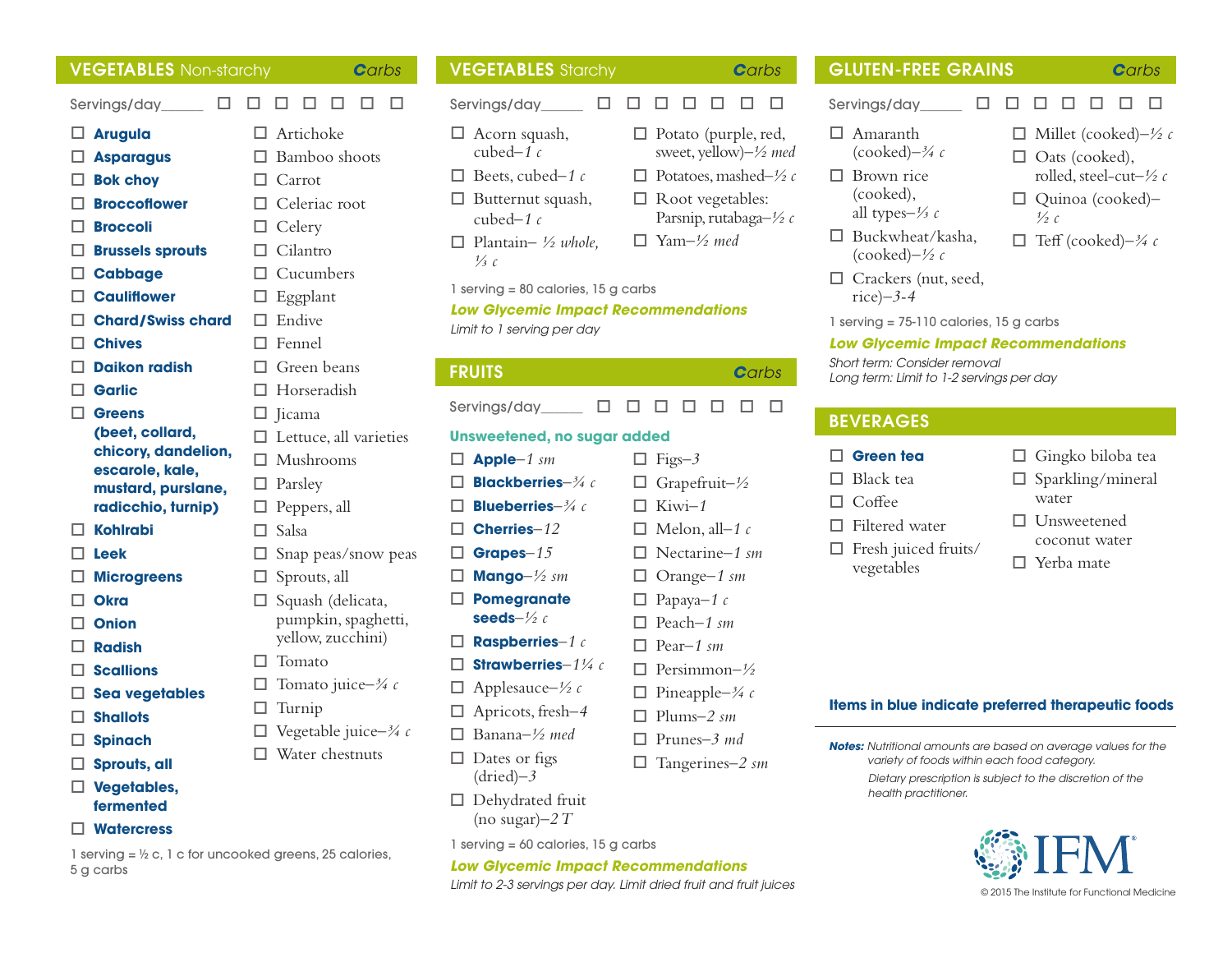## VEGETABLES Non-starchy — *Carbs*

Servings/day_____ ☐ ☐ ☐ ☐ ☐ ☐ ☐

- ☐ **Arugula**
- ☐ **Asparagus**
- ☐ **Bok choy**
- ☐ **Broccoflower**
- ☐ **Broccoli**
- ☐ **Brussels sprouts**
- ☐ **Cabbage**
- ☐ **Cauliflower**
- ☐ **Chard/Swiss chard**
- ☐ **Chives**
- ☐ **Daikon radish**
- ☐ **Garlic**
- ☐ **Greens (beet, collard, chicory, dandelion, escarole, kale, mustard, purslane, radicchio, turnip)**
- ☐ **Kohlrabi**
- ☐ **Leek**
- ☐ **Microgreens**
- ☐ **Okra**
- ☐ **Onion**
- ☐ **Radish**
- ☐ **Scallions**
- ☐ **Sea vegetables**
- ☐ **Shallots**
- ☐ **Spinach**
- ☐ **Sprouts, all**
- ☐ **Vegetables, fermented**
- ☐ **Watercress**
- ☐ Artichoke
- ☐ Bamboo shoots
- ☐ Carrot
- ☐ Celeriac root
- ☐ Celery
- ☐ Cilantro
- ☐ Cucumbers
- ☐ Eggplant
- ☐ Endive
- ☐ Fennel
- ☐ Green beans
- ☐ Horseradish
- ☐ Jicama
- ☐ Lettuce, all varieties
- ☐ Mushrooms
- ☐ Parsley
- ☐ Peppers, all
- ☐ Salsa
- ☐ Snap peas/snow peas
- ☐ Sprouts, all
- ☐ Squash (delicata, pumpkin, spaghetti, yellow, zucchini)
- ☐ Tomato
- ☐ Tomato juice–*¾ c*
- ☐ Turnip
- ☐ Vegetable juice–*¾ c*
- ☐ Water chestnuts

1 serving = ½ c, 1 c for uncooked greens, 25 calories, 5 g carbs

## VEGETABLES Starchy — *Carbs*

Servings/day_____ ☐ ☐ ☐ ☐ ☐ ☐ ☐

- ☐ Acorn squash, cubed–*1 c*
- ☐ Beets, cubed–*1 c*
- ☐ Butternut squash, cubed–*1 c*
- ☐ Plantain– *½ whole, ⅓ c*
- ☐ Potato (purple, red, sweet, yellow)–*½ med*
- ☐ Potatoes, mashed–*½ c*
- ☐ Root vegetables: Parsnip, rutabaga–*½ c*
- ☐ Yam–*½ med*

1 serving = 80 calories, 15 g carbs

***Low Glycemic Impact Recommendations***

*Limit to 1 serving per day*

## FRUITS — *Carbs*

Servings/day_____ ☐ ☐ ☐ ☐ ☐ ☐ ☐

**Unsweetened, no sugar added**

- ☐ **Apple**–*1 sm*
- ☐ **Blackberries**–*¾ c*
- ☐ **Blueberries**–*¾ c*
- ☐ **Cherries**–*12*
- ☐ **Grapes**–*15*
- ☐ **Mango**–*½ sm*
- ☐ **Pomegranate seeds**–*½ c*
- ☐ **Raspberries**–*1 c*
- ☐ **Strawberries**–*1¼ c*
- ☐ Applesauce–*½ c*
- ☐ Apricots, fresh–*4*
- ☐ Banana–*½ med*
- ☐ Dates or figs (dried)–*3*
- ☐ Dehydrated fruit (no sugar)–*2 T*
- ☐ Figs–*3*
- ☐ Grapefruit–*½*
- ☐ Kiwi–*1*
- ☐ Melon, all–*1 c*
- ☐ Nectarine–*1 sm*
- ☐ Orange–*1 sm*
- ☐ Papaya–*1 c*
- ☐ Peach–*1 sm*
- ☐ Pear–*1 sm*
- ☐ Persimmon–*½*
- ☐ Pineapple–*¾ c*
- ☐ Plums–*2 sm*
- ☐ Prunes–*3 md*
- ☐ Tangerines–*2 sm*

1 serving = 60 calories, 15 g carbs

***Low Glycemic Impact Recommendations***

*Limit to 2-3 servings per day. Limit dried fruit and fruit juices*

## GLUTEN-FREE GRAINS — *Carbs*

Servings/day_____ ☐ ☐ ☐ ☐ ☐ ☐ ☐

- ☐ Amaranth (cooked)–*¾ c*
- ☐ Brown rice (cooked), all types–*⅓ c*
- ☐ Buckwheat/kasha, (cooked)–*½ c*
- ☐ Crackers (nut, seed, rice)–*3-4*
- ☐ Millet (cooked)–*½ c*
- ☐ Oats (cooked), rolled, steel-cut–*½ c*
- ☐ Quinoa (cooked)–*½ c*
- ☐ Teff (cooked)–*¾ c*

1 serving = 75-110 calories, 15 g carbs

***Low Glycemic Impact Recommendations***

*Short term: Consider removal*
*Long term: Limit to 1-2 servings per day*

## BEVERAGES

- ☐ **Green tea**
- ☐ Black tea
- ☐ Coffee
- ☐ Filtered water
- ☐ Fresh juiced fruits/vegetables
- ☐ Gingko biloba tea
- ☐ Sparkling/mineral water
- ☐ Unsweetened coconut water
- ☐ Yerba mate

**Items in blue indicate preferred therapeutic foods**

***Notes:*** *Nutritional amounts are based on average values for the variety of foods within each food category.*
*Dietary prescription is subject to the discretion of the health practitioner.*

IFM®

© 2015 The Institute for Functional Medicine